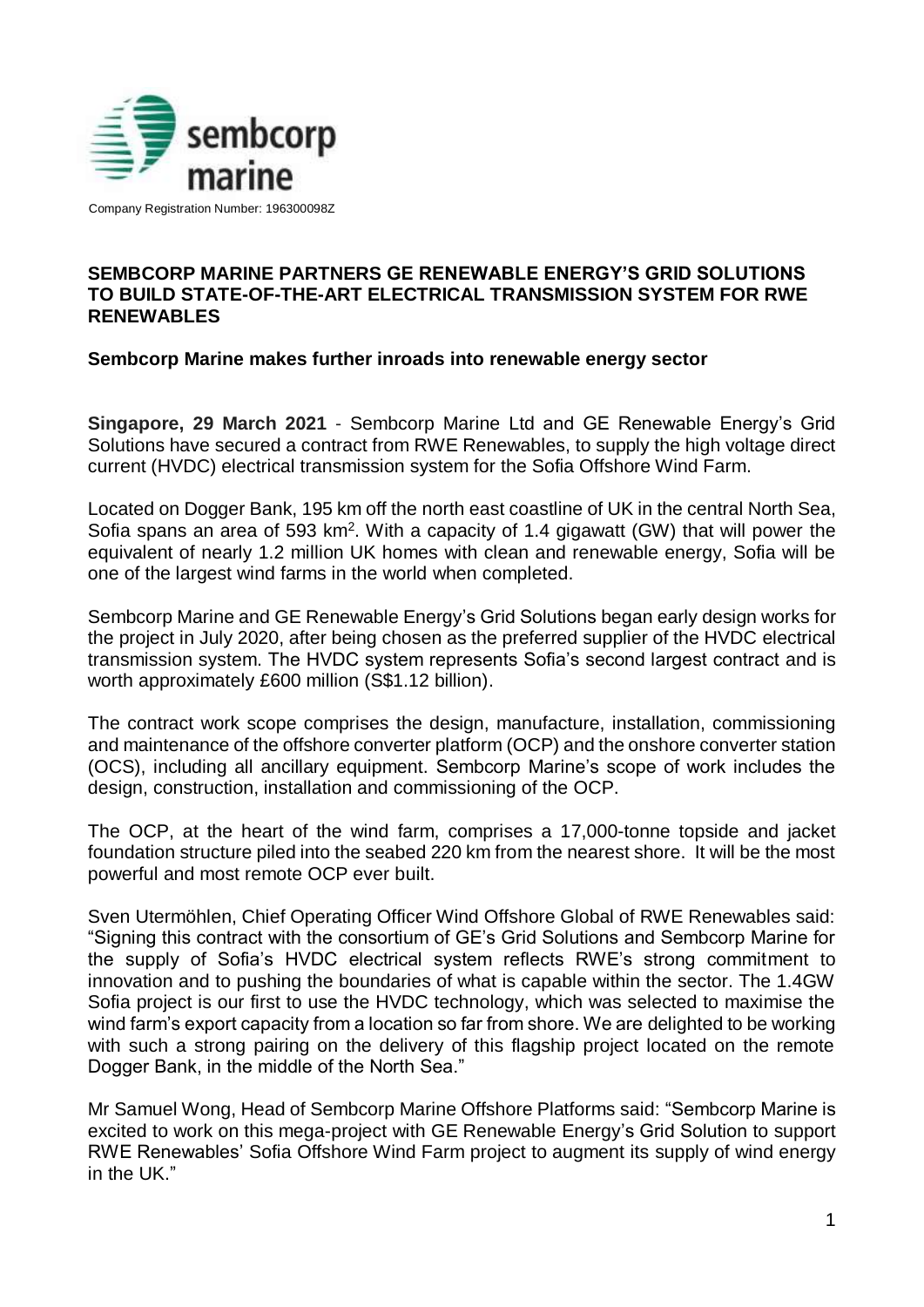Company Registration Number: 196300098Z

# SEMBCORP MARINE PARTNERS GE RENEWABLE ENERGY'S GRID SOLUTIONS TO BUILD STATE-OF-THE-ART ELECTRICAL TRANSMISSION SYSTEM FOR RWE RENEWABLES

## Sembcorp Marine makes further inroads into renewable energy sector

**Singapore, 29 March 2021** - Sembcorp Marine Ltd and GE Renewable Energy's Grid Solutions have secured a contract from RWE Renewables, to supply the high voltage direct current (HVDC) electrical transmission system for the Sofia Offshore Wind Farm.

Located on Dogger Bank, 195 km off the north east coastline of UK in the central North Sea, Sofia spans an area of 593 km$^2$. With a capacity of 1.4 gigawatt (GW) that will power the equivalent of nearly 1.2 million UK homes with clean and renewable energy, Sofia will be one of the largest wind farms in the world when completed.

Sembcorp Marine and GE Renewable Energy's Grid Solutions began early design works for the project in July 2020, after being chosen as the preferred supplier of the HVDC electrical transmission system. The HVDC system represents Sofia's second largest contract and is worth approximately £600 million (S$1.12 billion).

The contract work scope comprises the design, manufacture, installation, commissioning and maintenance of the offshore converter platform (OCP) and the onshore converter station (OCS), including all ancillary equipment. Sembcorp Marine's scope of work includes the design, construction, installation and commissioning of the OCP.

The OCP, at the heart of the wind farm, comprises a 17,000-tonne topside and jacket foundation structure piled into the seabed 220 km from the nearest shore. It will be the most powerful and most remote OCP ever built.

Sven Utermöhlen, Chief Operating Officer Wind Offshore Global of RWE Renewables said: "Signing this contract with the consortium of GE's Grid Solutions and Sembcorp Marine for the supply of Sofia's HVDC electrical system reflects RWE's strong commitment to innovation and to pushing the boundaries of what is capable within the sector. The 1.4GW Sofia project is our first to use the HVDC technology, which was selected to maximise the wind farm's export capacity from a location so far from shore. We are delighted to be working with such a strong pairing on the delivery of this flagship project located on the remote Dogger Bank, in the middle of the North Sea."

Mr Samuel Wong, Head of Sembcorp Marine Offshore Platforms said: "Sembcorp Marine is excited to work on this mega-project with GE Renewable Energy's Grid Solution to support RWE Renewables' Sofia Offshore Wind Farm project to augment its supply of wind energy in the UK."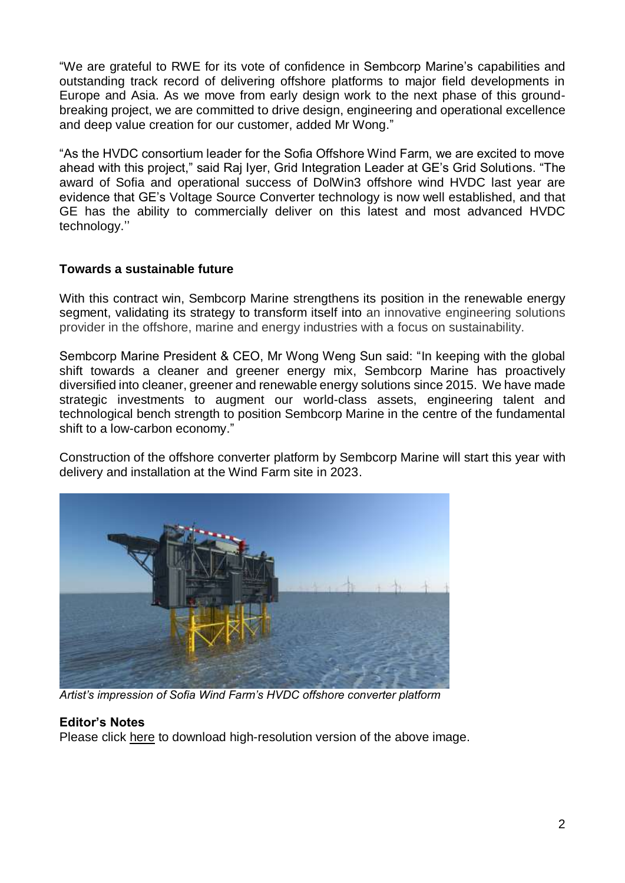"We are grateful to RWE for its vote of confidence in Sembcorp Marine's capabilities and outstanding track record of delivering offshore platforms to major field developments in Europe and Asia. As we move from early design work to the next phase of this ground-breaking project, we are committed to drive design, engineering and operational excellence and deep value creation for our customer, added Mr Wong."

"As the HVDC consortium leader for the Sofia Offshore Wind Farm, we are excited to move ahead with this project," said Raj Iyer, Grid Integration Leader at GE's Grid Solutions. "The award of Sofia and operational success of DolWin3 offshore wind HVDC last year are evidence that GE's Voltage Source Converter technology is now well established, and that GE has the ability to commercially deliver on this latest and most advanced HVDC technology.''

**Towards a sustainable future**

With this contract win, Sembcorp Marine strengthens its position in the renewable energy segment, validating its strategy to transform itself into an innovative engineering solutions provider in the offshore, marine and energy industries with a focus on sustainability.

Sembcorp Marine President & CEO, Mr Wong Weng Sun said: "In keeping with the global shift towards a cleaner and greener energy mix, Sembcorp Marine has proactively diversified into cleaner, greener and renewable energy solutions since 2015. We have made strategic investments to augment our world-class assets, engineering talent and technological bench strength to position Sembcorp Marine in the centre of the fundamental shift to a low-carbon economy."

Construction of the offshore converter platform by Sembcorp Marine will start this year with delivery and installation at the Wind Farm site in 2023.

*Artist's impression of Sofia Wind Farm's HVDC offshore converter platform*

**Editor's Notes**

Please click here to download high-resolution version of the above image.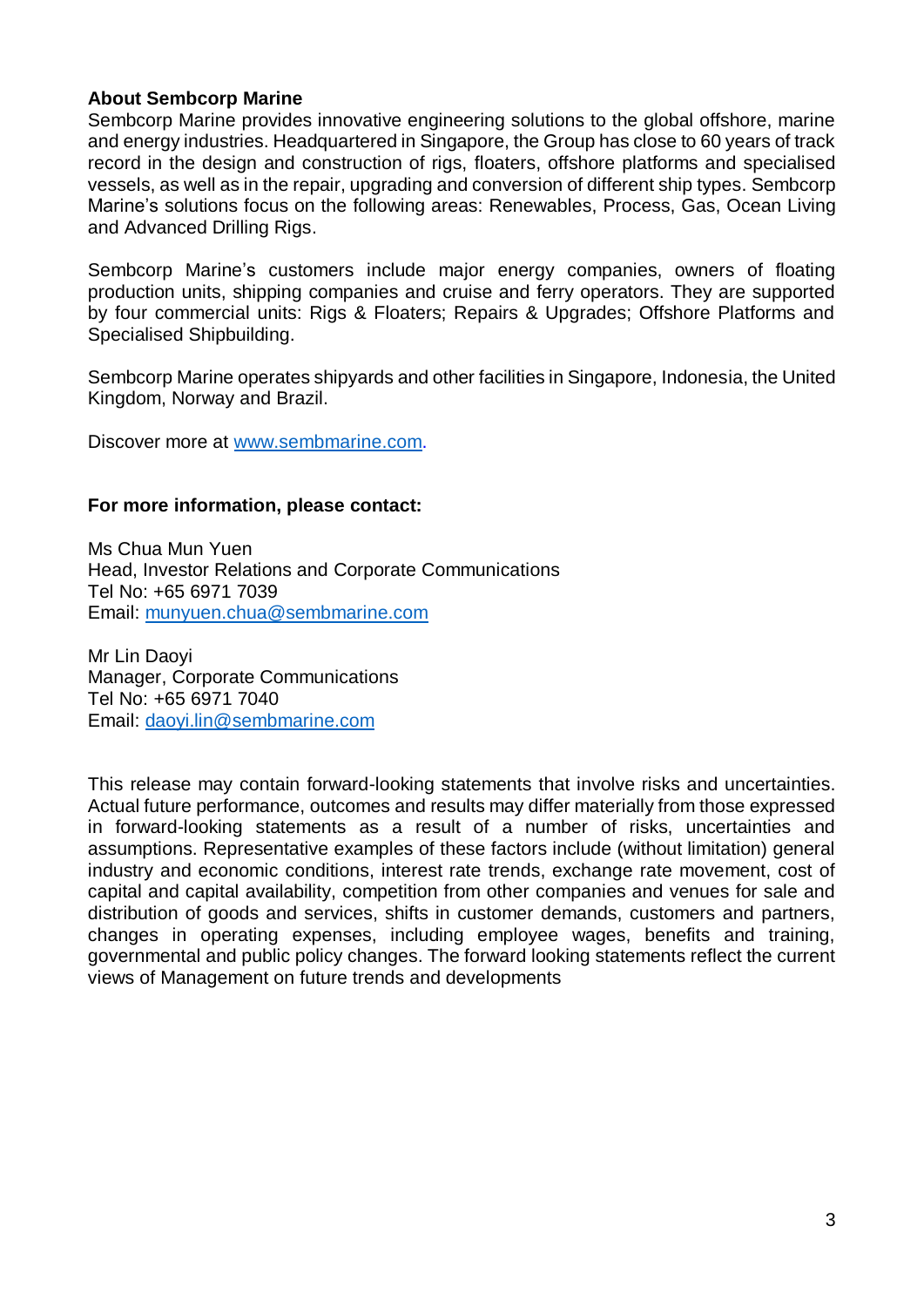**About Sembcorp Marine**

Sembcorp Marine provides innovative engineering solutions to the global offshore, marine and energy industries. Headquartered in Singapore, the Group has close to 60 years of track record in the design and construction of rigs, floaters, offshore platforms and specialised vessels, as well as in the repair, upgrading and conversion of different ship types. Sembcorp Marine's solutions focus on the following areas: Renewables, Process, Gas, Ocean Living and Advanced Drilling Rigs.

Sembcorp Marine's customers include major energy companies, owners of floating production units, shipping companies and cruise and ferry operators. They are supported by four commercial units: Rigs & Floaters; Repairs & Upgrades; Offshore Platforms and Specialised Shipbuilding.

Sembcorp Marine operates shipyards and other facilities in Singapore, Indonesia, the United Kingdom, Norway and Brazil.

Discover more at [www.sembmarine.com](http://www.sembmarine.com).

**For more information, please contact:**

Ms Chua Mun Yuen
Head, Investor Relations and Corporate Communications
Tel No: +65 6971 7039
Email: [munyuen.chua@sembmarine.com](mailto:munyuen.chua@sembmarine.com)

Mr Lin Daoyi
Manager, Corporate Communications
Tel No: +65 6971 7040
Email: [daoyi.lin@sembmarine.com](mailto:daoyi.lin@sembmarine.com)

This release may contain forward-looking statements that involve risks and uncertainties. Actual future performance, outcomes and results may differ materially from those expressed in forward-looking statements as a result of a number of risks, uncertainties and assumptions. Representative examples of these factors include (without limitation) general industry and economic conditions, interest rate trends, exchange rate movement, cost of capital and capital availability, competition from other companies and venues for sale and distribution of goods and services, shifts in customer demands, customers and partners, changes in operating expenses, including employee wages, benefits and training, governmental and public policy changes. The forward looking statements reflect the current views of Management on future trends and developments